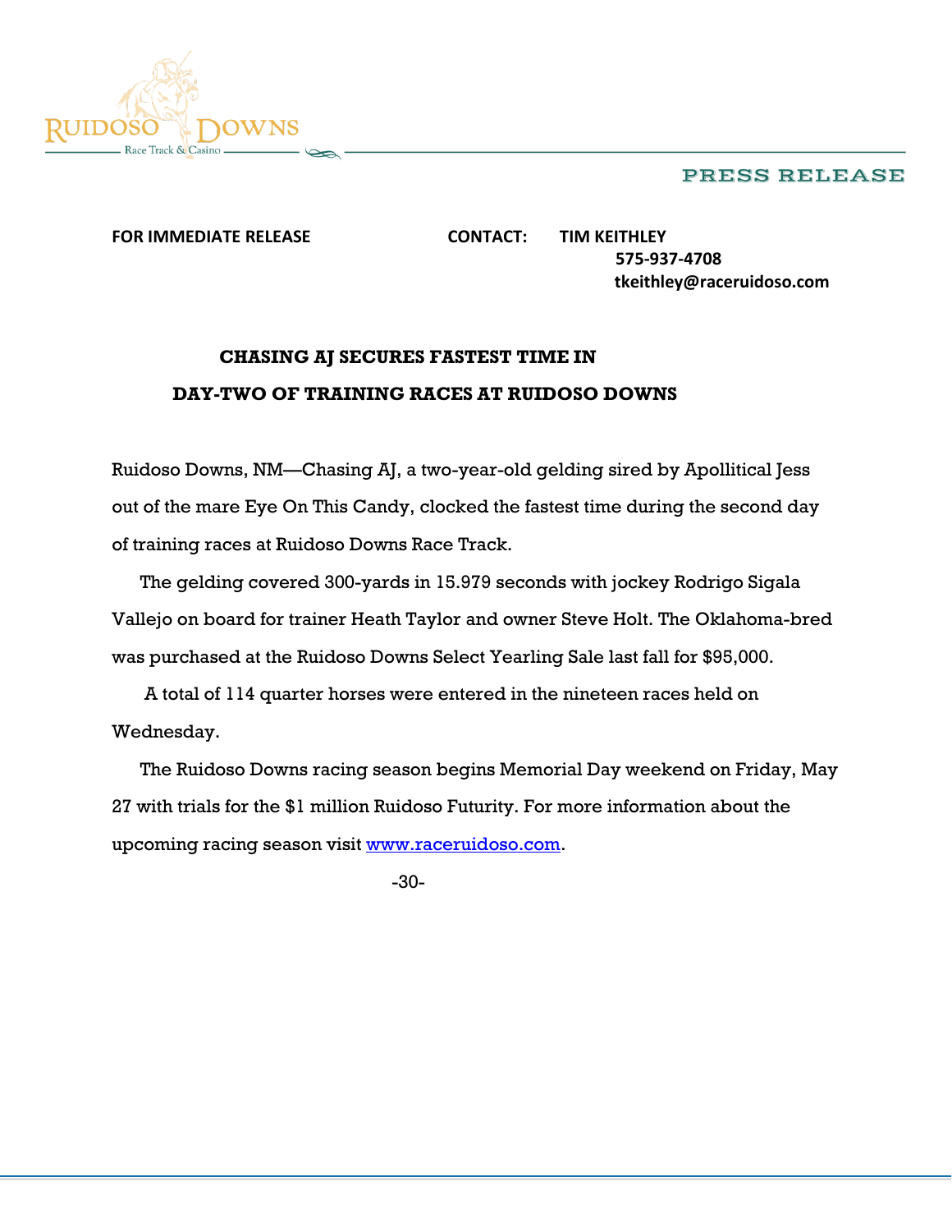Ruidoso Downs
Race Track & Casino

PRESS RELEASE

**FOR IMMEDIATE RELEASE** **CONTACT: TIM KEITHLEY**
**575-937-4708**
**tkeithley@raceruidoso.com**

## CHASING AJ SECURES FASTEST TIME IN DAY-TWO OF TRAINING RACES AT RUIDOSO DOWNS

Ruidoso Downs, NM—Chasing AJ, a two-year-old gelding sired by Apollitical Jess out of the mare Eye On This Candy, clocked the fastest time during the second day of training races at Ruidoso Downs Race Track.

The gelding covered 300-yards in 15.979 seconds with jockey Rodrigo Sigala Vallejo on board for trainer Heath Taylor and owner Steve Holt. The Oklahoma-bred was purchased at the Ruidoso Downs Select Yearling Sale last fall for $95,000.

A total of 114 quarter horses were entered in the nineteen races held on Wednesday.

The Ruidoso Downs racing season begins Memorial Day weekend on Friday, May 27 with trials for the $1 million Ruidoso Futurity. For more information about the upcoming racing season visit www.raceruidoso.com.

-30-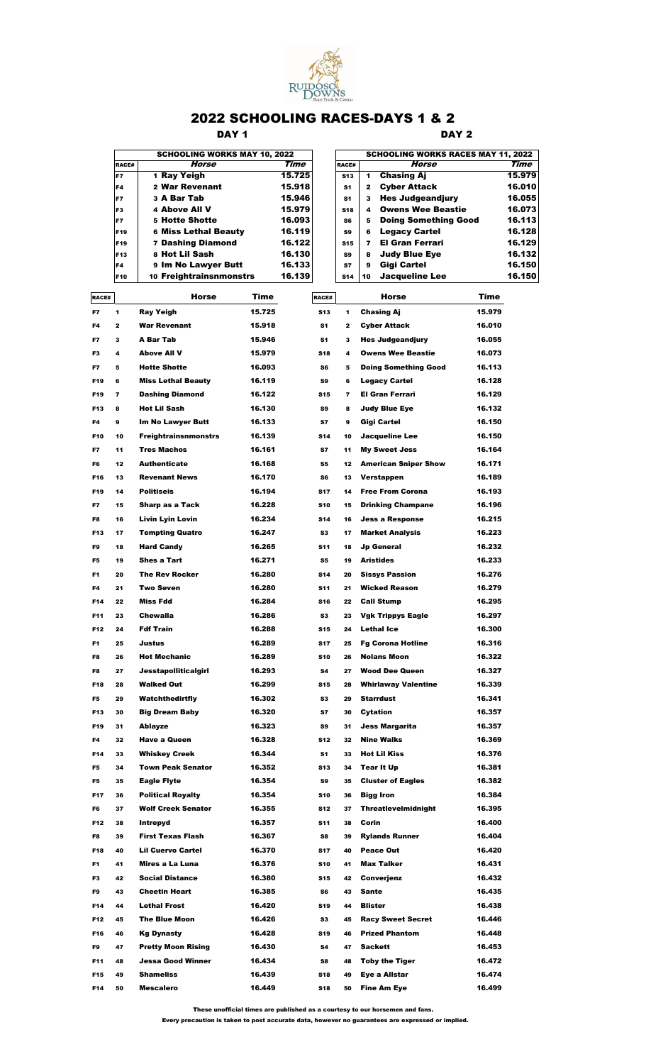# 2022 SCHOOLING RACES-DAYS 1 & 2

**DAY 1** **DAY 2**

| SCHOOLING WORKS MAY 10, 2022 | | |
|---|---|---|
| RACE# | *Horse* | *Time* |
| F7 | 1 Ray Yeigh | 15.725 |
| F4 | 2 War Revenant | 15.918 |
| F7 | 3 A Bar Tab | 15.946 |
| F3 | 4 Above All V | 15.979 |
| F7 | 5 Hotte Shotte | 16.093 |
| F19 | 6 Miss Lethal Beauty | 16.119 |
| F19 | 7 Dashing Diamond | 16.122 |
| F13 | 8 Hot Lil Sash | 16.130 |
| F4 | 9 Im No Lawyer Butt | 16.133 |
| F10 | 10 Freightrainsnmonstrs | 16.139 |

| SCHOOLING WORKS RACES MAY 11, 2022 | | | |
|---|---|---|---|
| RACE# | | *Horse* | *Time* |
| S13 | 1 | Chasing Aj | 15.979 |
| S1 | 2 | Cyber Attack | 16.010 |
| S1 | 3 | Hes Judgeandjury | 16.055 |
| S18 | 4 | Owens Wee Beastie | 16.073 |
| S6 | 5 | Doing Something Good | 16.113 |
| S9 | 6 | Legacy Cartel | 16.128 |
| S15 | 7 | El Gran Ferrari | 16.129 |
| S9 | 8 | Judy Blue Eye | 16.132 |
| S7 | 9 | Gigi Cartel | 16.150 |
| S14 | 10 | Jacqueline Lee | 16.150 |

| RACE# | | Horse | Time | RACE# | | Horse | Time |
|---|---|---|---|---|---|---|---|
| F7 | 1 | Ray Yeigh | 15.725 | S13 | 1 | Chasing Aj | 15.979 |
| F4 | 2 | War Revenant | 15.918 | S1 | 2 | Cyber Attack | 16.010 |
| F7 | 3 | A Bar Tab | 15.946 | S1 | 3 | Hes Judgeandjury | 16.055 |
| F3 | 4 | Above All V | 15.979 | S18 | 4 | Owens Wee Beastie | 16.073 |
| F7 | 5 | Hotte Shotte | 16.093 | S6 | 5 | Doing Something Good | 16.113 |
| F19 | 6 | Miss Lethal Beauty | 16.119 | S9 | 6 | Legacy Cartel | 16.128 |
| F19 | 7 | Dashing Diamond | 16.122 | S15 | 7 | El Gran Ferrari | 16.129 |
| F13 | 8 | Hot Lil Sash | 16.130 | S9 | 8 | Judy Blue Eye | 16.132 |
| F4 | 9 | Im No Lawyer Butt | 16.133 | S7 | 9 | Gigi Cartel | 16.150 |
| F10 | 10 | Freightrainsnmonstrs | 16.139 | S14 | 10 | Jacqueline Lee | 16.150 |
| F7 | 11 | Tres Machos | 16.161 | S7 | 11 | My Sweet Jess | 16.164 |
| F6 | 12 | Authenticate | 16.168 | S5 | 12 | American Sniper Show | 16.171 |
| F16 | 13 | Revenant News | 16.170 | S6 | 13 | Verstappen | 16.189 |
| F19 | 14 | Politiseis | 16.194 | S17 | 14 | Free From Corona | 16.193 |
| F7 | 15 | Sharp as a Tack | 16.228 | S10 | 15 | Drinking Champane | 16.196 |
| F8 | 16 | Livin Lyin Lovin | 16.234 | S14 | 16 | Jess a Response | 16.215 |
| F13 | 17 | Tempting Quatro | 16.247 | S3 | 17 | Market Analysis | 16.223 |
| F9 | 18 | Hard Candy | 16.265 | S11 | 18 | Jp General | 16.232 |
| F5 | 19 | Shes a Tart | 16.271 | S5 | 19 | Aristides | 16.233 |
| F1 | 20 | The Rev Rocker | 16.280 | S14 | 20 | Sissys Passion | 16.276 |
| F4 | 21 | Two Seven | 16.280 | S11 | 21 | Wicked Reason | 16.279 |
| F14 | 22 | Miss Fdd | 16.284 | S16 | 22 | Call Stump | 16.295 |
| F11 | 23 | Chewalla | 16.286 | S3 | 23 | Vgk Trippys Eagle | 16.297 |
| F12 | 24 | Fdf Train | 16.288 | S15 | 24 | Lethal Ice | 16.300 |
| F1 | 25 | Justus | 16.289 | S17 | 25 | Fg Corona Hotline | 16.316 |
| F8 | 26 | Hot Mechanic | 16.289 | S10 | 26 | Nolans Moon | 16.322 |
| F8 | 27 | Jesstapolliticalgirl | 16.293 | S4 | 27 | Wood Dee Queen | 16.327 |
| F18 | 28 | Walked Out | 16.299 | S15 | 28 | Whirlaway Valentine | 16.339 |
| F5 | 29 | Watchthedirtfly | 16.302 | S3 | 29 | Starrdust | 16.341 |
| F13 | 30 | Big Dream Baby | 16.320 | S7 | 30 | Cytation | 16.357 |
| F19 | 31 | Ablayze | 16.323 | S9 | 31 | Jess Margarita | 16.357 |
| F4 | 32 | Have a Queen | 16.328 | S12 | 32 | Nine Walks | 16.369 |
| F14 | 33 | Whiskey Creek | 16.344 | S1 | 33 | Hot Lil Kiss | 16.376 |
| F5 | 34 | Town Peak Senator | 16.352 | S13 | 34 | Tear It Up | 16.381 |
| F5 | 35 | Eagle Flyte | 16.354 | S9 | 35 | Cluster of Eagles | 16.382 |
| F17 | 36 | Political Royalty | 16.354 | S10 | 36 | Bigg Iron | 16.384 |
| F6 | 37 | Wolf Creek Senator | 16.355 | S12 | 37 | Threatlevelmidnight | 16.395 |
| F12 | 38 | Intrepyd | 16.357 | S11 | 38 | Corin | 16.400 |
| F8 | 39 | First Texas Flash | 16.367 | S8 | 39 | Rylands Runner | 16.404 |
| F18 | 40 | Lil Cuervo Cartel | 16.370 | S17 | 40 | Peace Out | 16.420 |
| F1 | 41 | Mires a La Luna | 16.376 | S10 | 41 | Max Talker | 16.431 |
| F3 | 42 | Social Distance | 16.380 | S15 | 42 | Converjenz | 16.432 |
| F9 | 43 | Cheetin Heart | 16.385 | S6 | 43 | Sante | 16.435 |
| F14 | 44 | Lethal Frost | 16.420 | S19 | 44 | Blister | 16.438 |
| F12 | 45 | The Blue Moon | 16.426 | S3 | 45 | Racy Sweet Secret | 16.446 |
| F16 | 46 | Kg Dynasty | 16.428 | S19 | 46 | Prized Phantom | 16.448 |
| F9 | 47 | Pretty Moon Rising | 16.430 | S4 | 47 | Sackett | 16.453 |
| F11 | 48 | Jessa Good Winner | 16.434 | S8 | 48 | Toby the Tiger | 16.472 |
| F15 | 49 | Shameliss | 16.439 | S18 | 49 | Eye a Allstar | 16.474 |
| F14 | 50 | Mescalero | 16.449 | S18 | 50 | Fine Am Eye | 16.499 |

These unofficial times are published as a courtesy to our horsemen and fans.

Every precaution is taken to post accurate data, however no guarantees are expressed or implied.